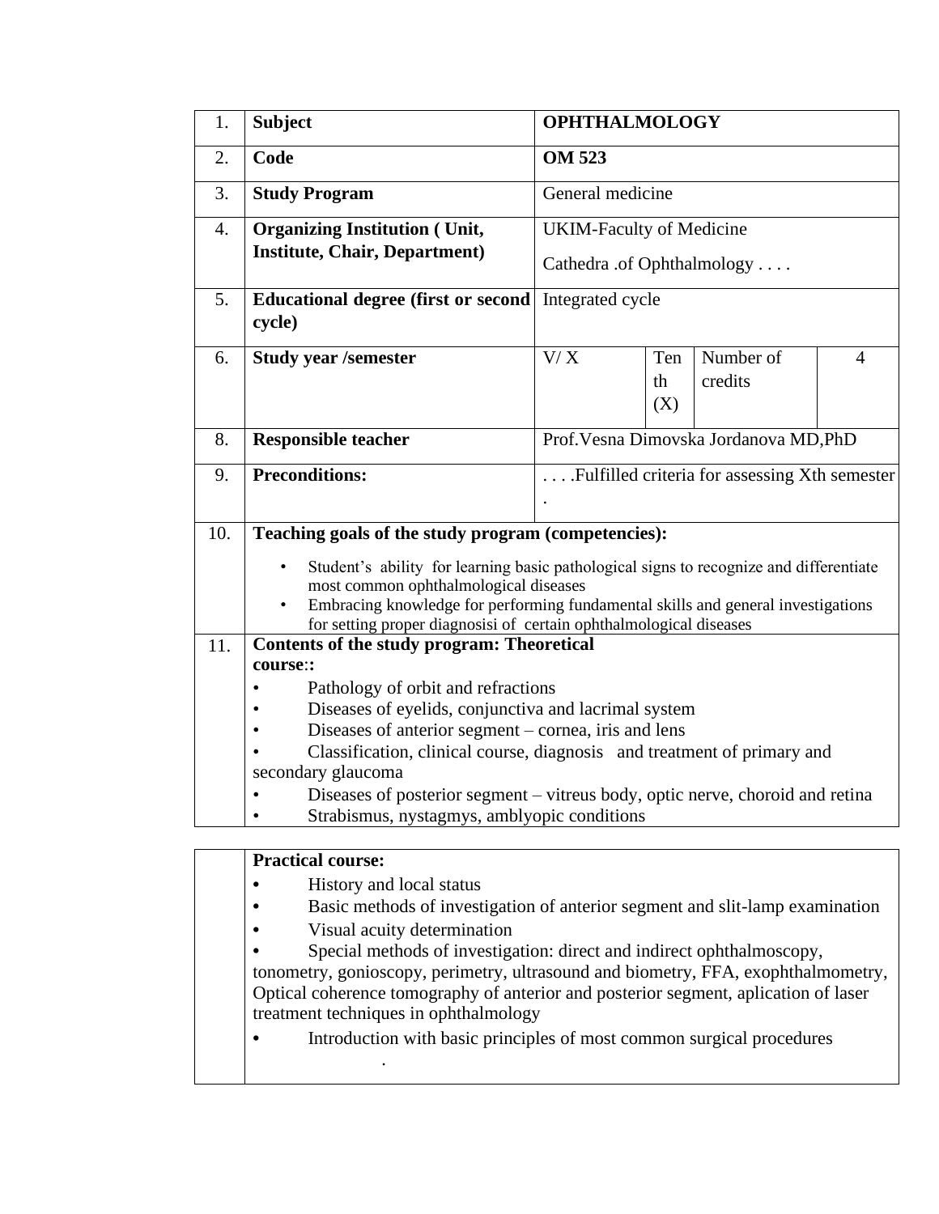| 1. | **Subject** | **OPHTHALMOLOGY** | | | |
|---|---|---|---|---|---|
| 2. | **Code** | **OM 523** | | | |
| 3. | **Study Program** | General medicine | | | |
| 4. | **Organizing Institution ( Unit, Institute, Chair, Department)** | UKIM-Faculty of Medicine<br>Cathedra .of Ophthalmology . . . . | | | |
| 5. | **Educational degree (first or second cycle)** | Integrated cycle | | | |
| 6. | **Study year /semester** | V/ X | Tenth (X) | Number of credits | 4 |
| 8. | **Responsible teacher** | Prof.Vesna Dimovska Jordanova MD,PhD | | | |
| 9. | **Preconditions:** | . . . .Fulfilled criteria for assessing Xth semester . | | | |

10. **Teaching goals of the study program (competencies):**

- Student's ability for learning basic pathological signs to recognize and differentiate most common ophthalmological diseases
- Embracing knowledge for performing fundamental skills and general investigations for setting proper diagnosisi of certain ophthalmological diseases

11. **Contents of the study program: Theoretical course:**:

- Pathology of orbit and refractions
- Diseases of eyelids, conjunctiva and lacrimal system
- Diseases of anterior segment – cornea, iris and lens
- Classification, clinical course, diagnosis and treatment of primary and secondary glaucoma
- Diseases of posterior segment – vitreus body, optic nerve, choroid and retina
- Strabismus, nystagmys, amblyopic conditions

**Practical course:**

- History and local status
- Basic methods of investigation of anterior segment and slit-lamp examination
- Visual acuity determination
- Special methods of investigation: direct and indirect ophthalmoscopy, tonometry, gonioscopy, perimetry, ultrasound and biometry, FFA, exophthalmometry, Optical coherence tomography of anterior and posterior segment, aplication of laser treatment techniques in ophthalmology
- Introduction with basic principles of most common surgical procedures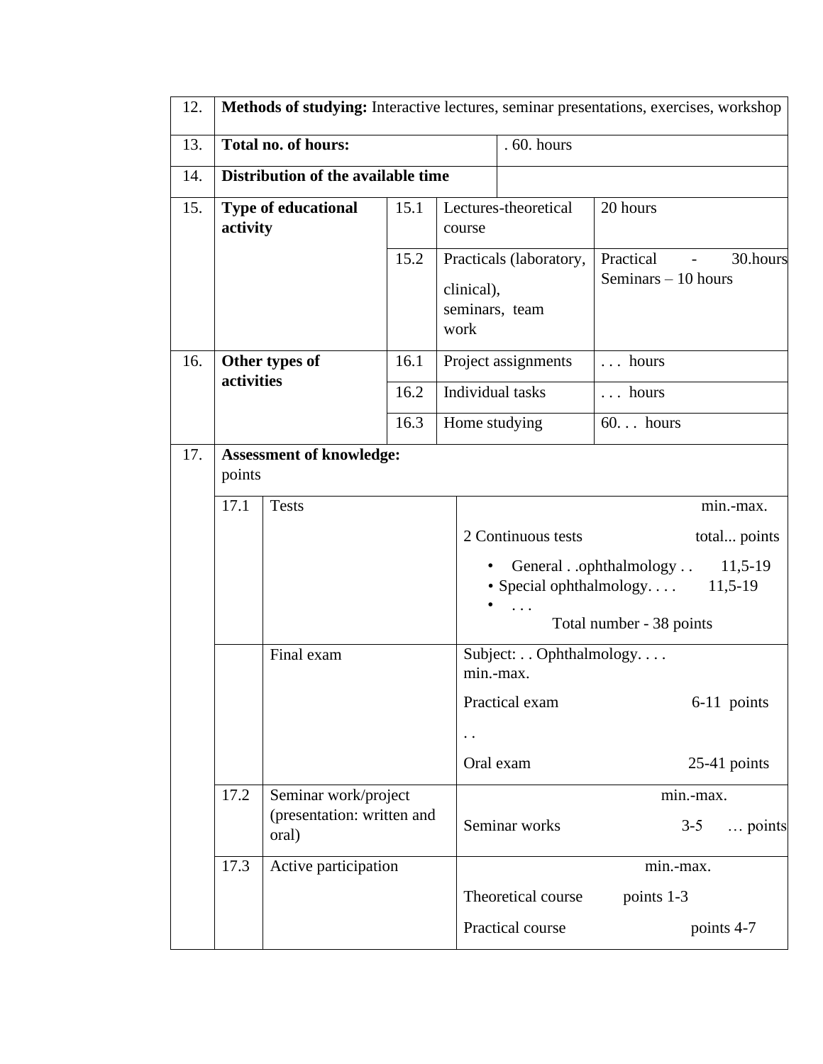| | | | | |
|---|---|---|---|---|
| 12. | **Methods of studying:** Interactive lectures, seminar presentations, exercises, workshop | | | |
| 13. | **Total no. of hours:** | | . 60. hours | |
| 14. | **Distribution of the available time** | | | |
| 15. | **Type of educational activity** | 15.1 | Lectures-theoretical course | 20 hours |
| | | 15.2 | Practicals (laboratory, clinical), seminars, team work | Practical - 30.hours Seminars – 10 hours |
| 16. | **Other types of activities** | 16.1 | Project assignments | . . . hours |
| | | 16.2 | Individual tasks | . . . hours |
| | | 16.3 | Home studying | 60. . . hours |

| | | | |
|---|---|---|---|
| 17. | **Assessment of knowledge:** points | | |
| | 17.1 | Tests | min.-max.<br>2 Continuous tests total... points<br>• General . .ophthalmology . . 11,5-19<br>• Special ophthalmology. . . . 11,5-19<br>• . . .<br>Total number - 38 points |
| | | Final exam | Subject: . . Ophthalmology. . . .<br>min.-max.<br>Practical exam 6-11 points<br>. .<br>Oral exam 25-41 points |
| | 17.2 | Seminar work/project (presentation: written and oral) | min.-max.<br>Seminar works 3-5 … points |
| | 17.3 | Active participation | min.-max.<br>Theoretical course points 1-3<br>Practical course points 4-7 |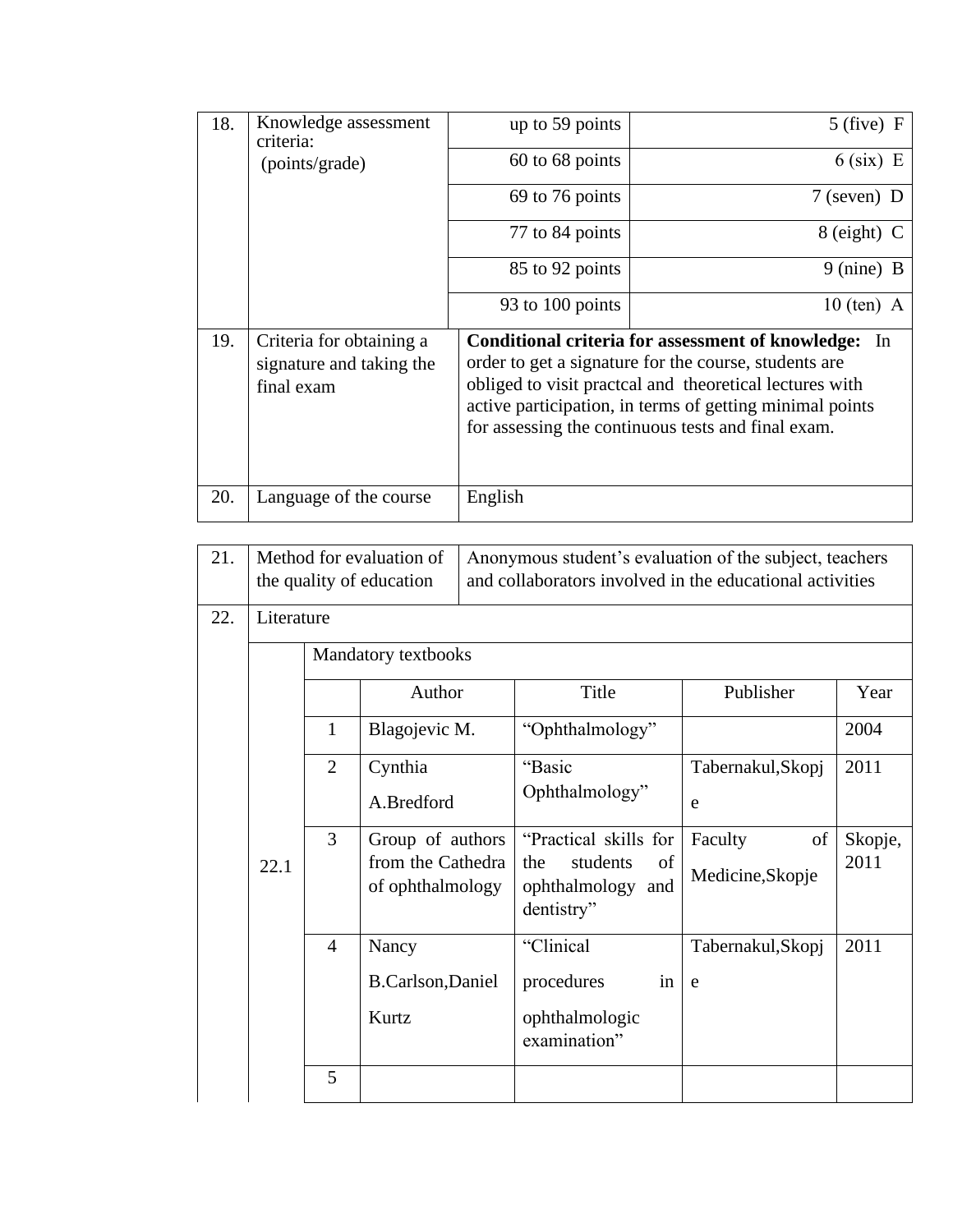| 18. | Knowledge assessment criteria: (points/grade) | up to 59 points | 5 (five) F |
|---|---|---|---|
| | | 60 to 68 points | 6 (six) E |
| | | 69 to 76 points | 7 (seven) D |
| | | 77 to 84 points | 8 (eight) C |
| | | 85 to 92 points | 9 (nine) B |
| | | 93 to 100 points | 10 (ten) A |
| 19. | Criteria for obtaining a signature and taking the final exam | **Conditional criteria for assessment of knowledge:** In order to get a signature for the course, students are obliged to visit practcal and theoretical lectures with active participation, in terms of getting minimal points for assessing the continuous tests and final exam. | |
| 20. | Language of the course | English | |

| 21. | Method for evaluation of the quality of education | Anonymous student's evaluation of the subject, teachers and collaborators involved in the educational activities | | | |
|---|---|---|---|---|---|
| 22. | Literature | | | | |
| 22.1 | Mandatory textbooks | | | | |
| | | Author | Title | Publisher | Year |
| | 1 | Blagojevic M. | "Ophthalmology" | | 2004 |
| | 2 | Cynthia A.Bredford | "Basic Ophthalmology" | Tabernakul,Skopje | 2011 |
| | 3 | Group of authors from the Cathedra of ophthalmology | "Practical skills for the students of ophthalmology and dentistry" | Faculty of Medicine,Skopje | Skopje, 2011 |
| | 4 | Nancy B.Carlson,Daniel Kurtz | "Clinical procedures in ophthalmologic examination" | Tabernakul,Skopje | 2011 |
| | 5 | | | | |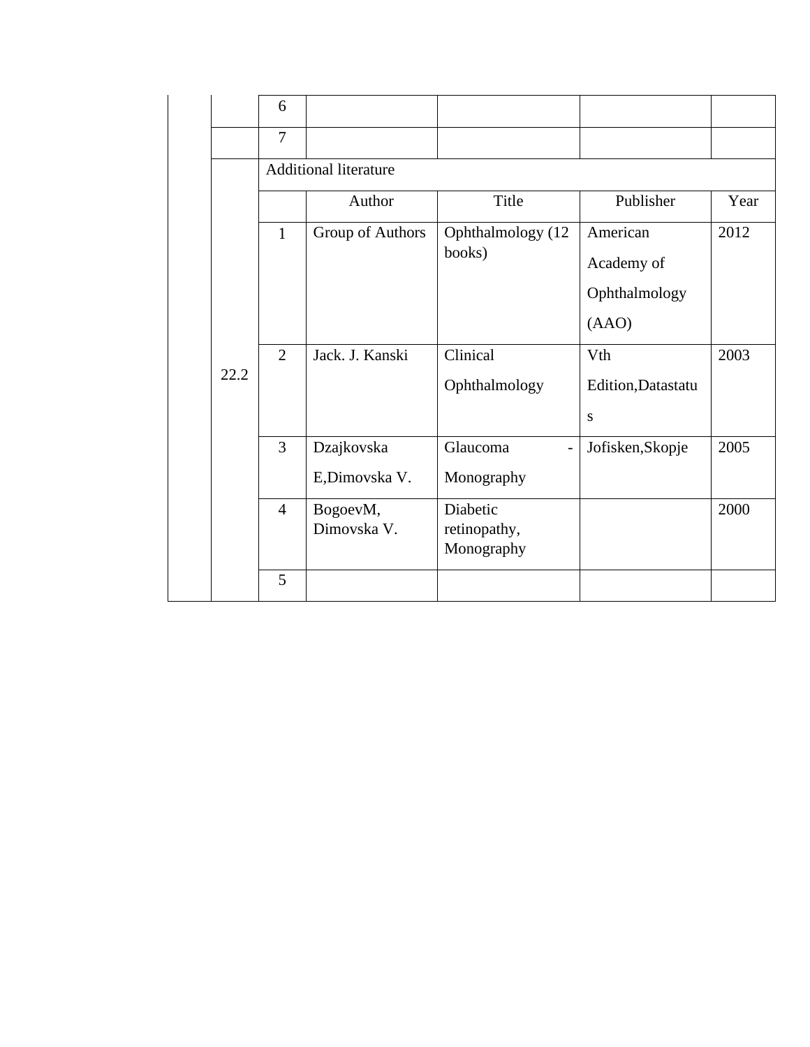| | | | | | | |
|---|---|---|---|---|---|---|
| | | 6 | | | | |
| | | 7 | | | | |
| | 22.2 | Additional literature | | | | |
| | | | Author | Title | Publisher | Year |
| | | 1 | Group of Authors | Ophthalmology (12 books) | American Academy of Ophthalmology (AAO) | 2012 |
| | | 2 | Jack. J. Kanski | Clinical Ophthalmology | Vth Edition,Datastatus | 2003 |
| | | 3 | Dzajkovska E,Dimovska V. | Glaucoma - Monography | Jofisken,Skopje | 2005 |
| | | 4 | BogoevM, Dimovska V. | Diabetic retinopathy, Monography | | 2000 |
| | | 5 | | | | |